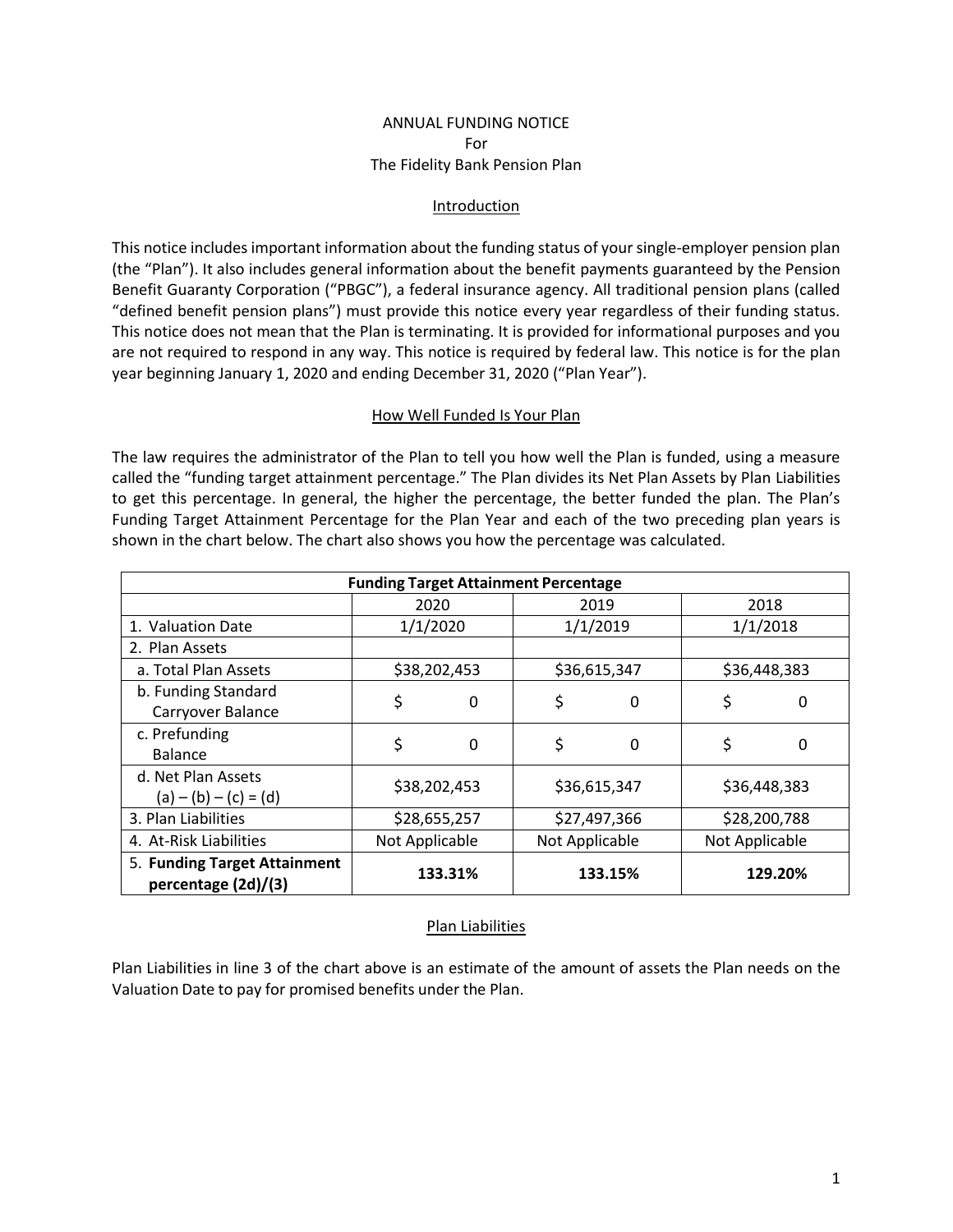# ANNUAL FUNDING NOTICE
For
The Fidelity Bank Pension Plan

## Introduction

This notice includes important information about the funding status of your single-employer pension plan (the "Plan"). It also includes general information about the benefit payments guaranteed by the Pension Benefit Guaranty Corporation ("PBGC"), a federal insurance agency. All traditional pension plans (called "defined benefit pension plans") must provide this notice every year regardless of their funding status. This notice does not mean that the Plan is terminating. It is provided for informational purposes and you are not required to respond in any way. This notice is required by federal law. This notice is for the plan year beginning January 1, 2020 and ending December 31, 2020 ("Plan Year").

## How Well Funded Is Your Plan

The law requires the administrator of the Plan to tell you how well the Plan is funded, using a measure called the "funding target attainment percentage." The Plan divides its Net Plan Assets by Plan Liabilities to get this percentage. In general, the higher the percentage, the better funded the plan. The Plan's Funding Target Attainment Percentage for the Plan Year and each of the two preceding plan years is shown in the chart below. The chart also shows you how the percentage was calculated.

| **Funding Target Attainment Percentage** | | | |
|---|---|---|---|
| | 2020 | 2019 | 2018 |
| 1. Valuation Date | 1/1/2020 | 1/1/2019 | 1/1/2018 |
| 2. Plan Assets | | | |
| a. Total Plan Assets | $38,202,453 | $36,615,347 | $36,448,383 |
| b. Funding Standard Carryover Balance | $ 0 | $ 0 | $ 0 |
| c. Prefunding Balance | $ 0 | $ 0 | $ 0 |
| d. Net Plan Assets (a) – (b) – (c) = (d) | $38,202,453 | $36,615,347 | $36,448,383 |
| 3. Plan Liabilities | $28,655,257 | $27,497,366 | $28,200,788 |
| 4. At-Risk Liabilities | Not Applicable | Not Applicable | Not Applicable |
| 5. **Funding Target Attainment percentage (2d)/(3)** | **133.31%** | **133.15%** | **129.20%** |

## Plan Liabilities

Plan Liabilities in line 3 of the chart above is an estimate of the amount of assets the Plan needs on the Valuation Date to pay for promised benefits under the Plan.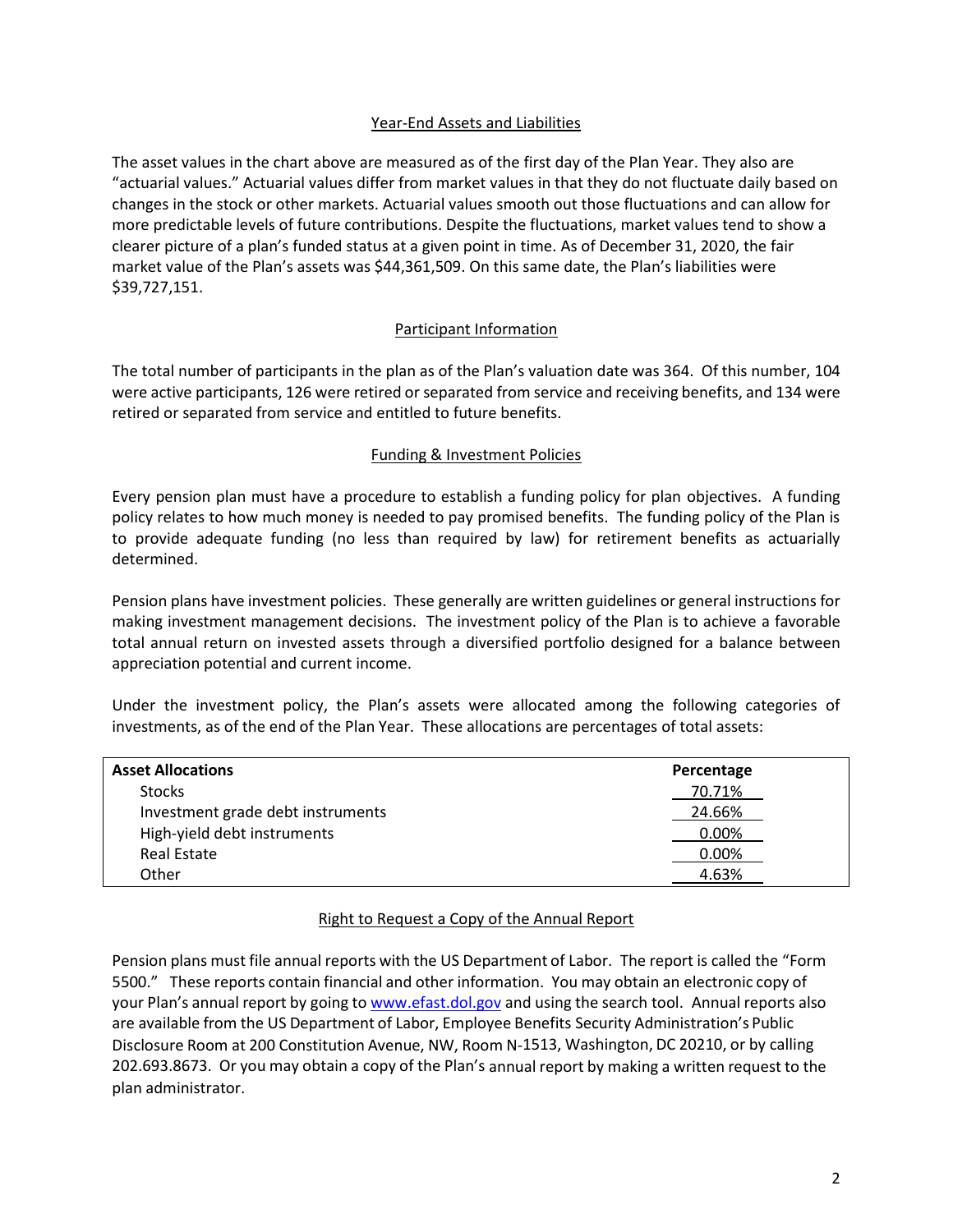## Year-End Assets and Liabilities

The asset values in the chart above are measured as of the first day of the Plan Year. They also are "actuarial values." Actuarial values differ from market values in that they do not fluctuate daily based on changes in the stock or other markets. Actuarial values smooth out those fluctuations and can allow for more predictable levels of future contributions. Despite the fluctuations, market values tend to show a clearer picture of a plan's funded status at a given point in time. As of December 31, 2020, the fair market value of the Plan's assets was $44,361,509. On this same date, the Plan's liabilities were $39,727,151.

## Participant Information

The total number of participants in the plan as of the Plan's valuation date was 364. Of this number, 104 were active participants, 126 were retired or separated from service and receiving benefits, and 134 were retired or separated from service and entitled to future benefits.

## Funding & Investment Policies

Every pension plan must have a procedure to establish a funding policy for plan objectives. A funding policy relates to how much money is needed to pay promised benefits. The funding policy of the Plan is to provide adequate funding (no less than required by law) for retirement benefits as actuarially determined.

Pension plans have investment policies. These generally are written guidelines or general instructions for making investment management decisions. The investment policy of the Plan is to achieve a favorable total annual return on invested assets through a diversified portfolio designed for a balance between appreciation potential and current income.

Under the investment policy, the Plan's assets were allocated among the following categories of investments, as of the end of the Plan Year. These allocations are percentages of total assets:

| Asset Allocations | Percentage |
|---|---|
| Stocks | 70.71% |
| Investment grade debt instruments | 24.66% |
| High-yield debt instruments | 0.00% |
| Real Estate | 0.00% |
| Other | 4.63% |

## Right to Request a Copy of the Annual Report

Pension plans must file annual reports with the US Department of Labor. The report is called the "Form 5500." These reports contain financial and other information. You may obtain an electronic copy of your Plan's annual report by going to www.efast.dol.gov and using the search tool. Annual reports also are available from the US Department of Labor, Employee Benefits Security Administration's Public Disclosure Room at 200 Constitution Avenue, NW, Room N-1513, Washington, DC 20210, or by calling 202.693.8673. Or you may obtain a copy of the Plan's annual report by making a written request to the plan administrator.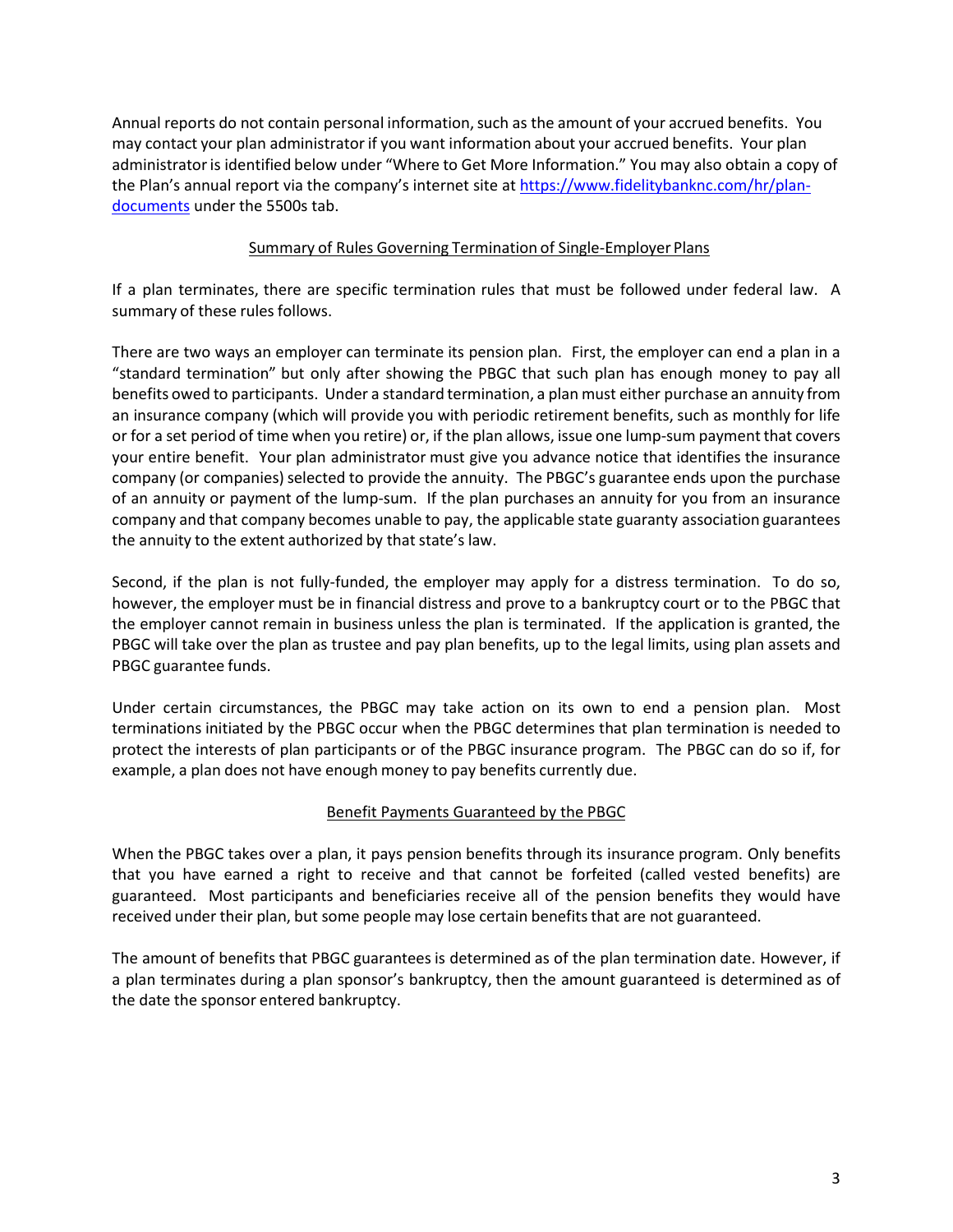Annual reports do not contain personal information, such as the amount of your accrued benefits. You may contact your plan administrator if you want information about your accrued benefits. Your plan administrator is identified below under "Where to Get More Information." You may also obtain a copy of the Plan's annual report via the company's internet site at [https://www.fidelitybanknc.com/hr/plan-documents](https://www.fidelitybanknc.com/hr/plan-documents) under the 5500s tab.

## Summary of Rules Governing Termination of Single-Employer Plans

If a plan terminates, there are specific termination rules that must be followed under federal law. A summary of these rules follows.

There are two ways an employer can terminate its pension plan. First, the employer can end a plan in a "standard termination" but only after showing the PBGC that such plan has enough money to pay all benefits owed to participants. Under a standard termination, a plan must either purchase an annuity from an insurance company (which will provide you with periodic retirement benefits, such as monthly for life or for a set period of time when you retire) or, if the plan allows, issue one lump-sum payment that covers your entire benefit. Your plan administrator must give you advance notice that identifies the insurance company (or companies) selected to provide the annuity. The PBGC's guarantee ends upon the purchase of an annuity or payment of the lump-sum. If the plan purchases an annuity for you from an insurance company and that company becomes unable to pay, the applicable state guaranty association guarantees the annuity to the extent authorized by that state's law.

Second, if the plan is not fully-funded, the employer may apply for a distress termination. To do so, however, the employer must be in financial distress and prove to a bankruptcy court or to the PBGC that the employer cannot remain in business unless the plan is terminated. If the application is granted, the PBGC will take over the plan as trustee and pay plan benefits, up to the legal limits, using plan assets and PBGC guarantee funds.

Under certain circumstances, the PBGC may take action on its own to end a pension plan. Most terminations initiated by the PBGC occur when the PBGC determines that plan termination is needed to protect the interests of plan participants or of the PBGC insurance program. The PBGC can do so if, for example, a plan does not have enough money to pay benefits currently due.

## Benefit Payments Guaranteed by the PBGC

When the PBGC takes over a plan, it pays pension benefits through its insurance program. Only benefits that you have earned a right to receive and that cannot be forfeited (called vested benefits) are guaranteed. Most participants and beneficiaries receive all of the pension benefits they would have received under their plan, but some people may lose certain benefits that are not guaranteed.

The amount of benefits that PBGC guarantees is determined as of the plan termination date. However, if a plan terminates during a plan sponsor's bankruptcy, then the amount guaranteed is determined as of the date the sponsor entered bankruptcy.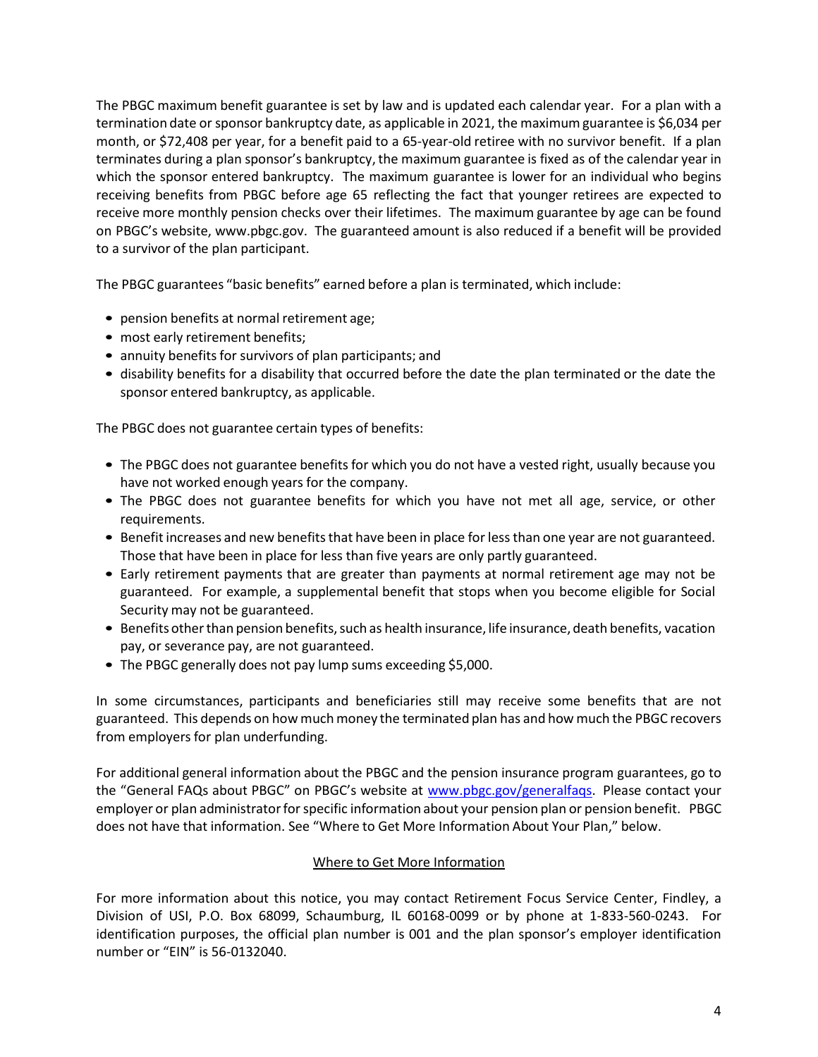The PBGC maximum benefit guarantee is set by law and is updated each calendar year. For a plan with a termination date or sponsor bankruptcy date, as applicable in 2021, the maximum guarantee is $6,034 per month, or $72,408 per year, for a benefit paid to a 65-year-old retiree with no survivor benefit. If a plan terminates during a plan sponsor's bankruptcy, the maximum guarantee is fixed as of the calendar year in which the sponsor entered bankruptcy. The maximum guarantee is lower for an individual who begins receiving benefits from PBGC before age 65 reflecting the fact that younger retirees are expected to receive more monthly pension checks over their lifetimes. The maximum guarantee by age can be found on PBGC's website, www.pbgc.gov. The guaranteed amount is also reduced if a benefit will be provided to a survivor of the plan participant.

The PBGC guarantees "basic benefits" earned before a plan is terminated, which include:

- pension benefits at normal retirement age;
- most early retirement benefits;
- annuity benefits for survivors of plan participants; and
- disability benefits for a disability that occurred before the date the plan terminated or the date the sponsor entered bankruptcy, as applicable.

The PBGC does not guarantee certain types of benefits:

- The PBGC does not guarantee benefits for which you do not have a vested right, usually because you have not worked enough years for the company.
- The PBGC does not guarantee benefits for which you have not met all age, service, or other requirements.
- Benefit increases and new benefits that have been in place for less than one year are not guaranteed. Those that have been in place for less than five years are only partly guaranteed.
- Early retirement payments that are greater than payments at normal retirement age may not be guaranteed. For example, a supplemental benefit that stops when you become eligible for Social Security may not be guaranteed.
- Benefits other than pension benefits, such as health insurance, life insurance, death benefits, vacation pay, or severance pay, are not guaranteed.
- The PBGC generally does not pay lump sums exceeding $5,000.

In some circumstances, participants and beneficiaries still may receive some benefits that are not guaranteed. This depends on how much money the terminated plan has and how much the PBGC recovers from employers for plan underfunding.

For additional general information about the PBGC and the pension insurance program guarantees, go to the "General FAQs about PBGC" on PBGC's website at [www.pbgc.gov/generalfaqs](www.pbgc.gov/generalfaqs). Please contact your employer or plan administrator for specific information about your pension plan or pension benefit. PBGC does not have that information. See "Where to Get More Information About Your Plan," below.

## Where to Get More Information

For more information about this notice, you may contact Retirement Focus Service Center, Findley, a Division of USI, P.O. Box 68099, Schaumburg, IL 60168-0099 or by phone at 1-833-560-0243. For identification purposes, the official plan number is 001 and the plan sponsor's employer identification number or "EIN" is 56-0132040.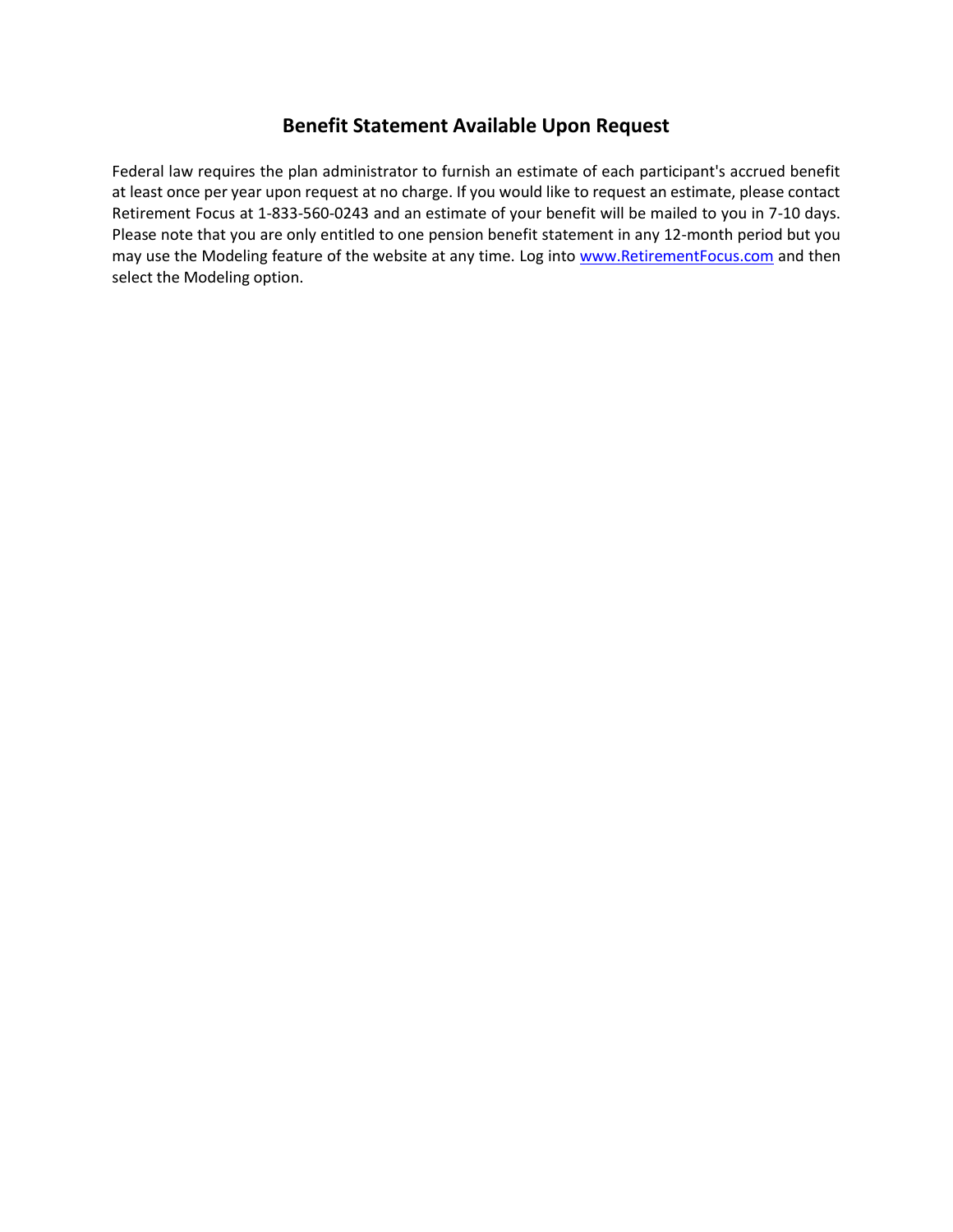## Benefit Statement Available Upon Request

Federal law requires the plan administrator to furnish an estimate of each participant's accrued benefit at least once per year upon request at no charge. If you would like to request an estimate, please contact Retirement Focus at 1-833-560-0243 and an estimate of your benefit will be mailed to you in 7-10 days. Please note that you are only entitled to one pension benefit statement in any 12-month period but you may use the Modeling feature of the website at any time. Log into [www.RetirementFocus.com](http://www.RetirementFocus.com) and then select the Modeling option.